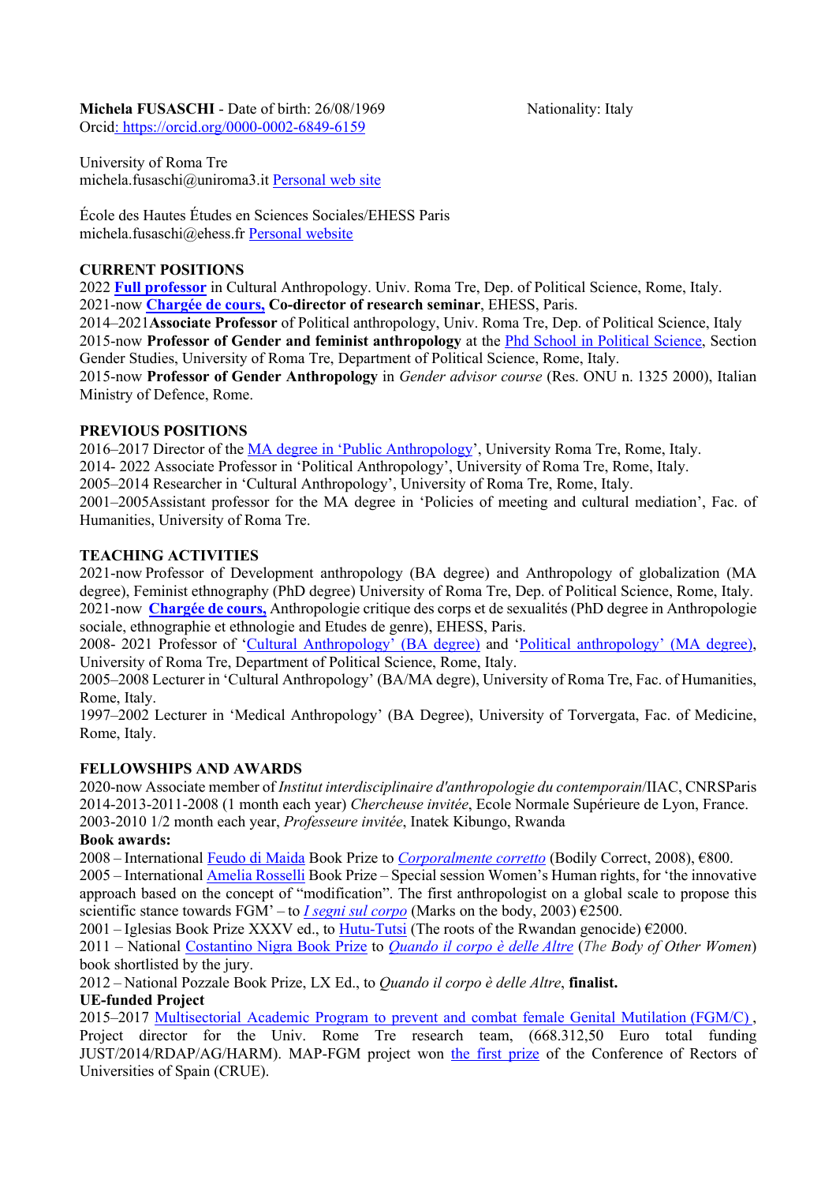**Michela FUSASCHI** - Date of birth: 26/08/1969 Nationality: Italy
Orcid: https://orcid.org/0000-0002-6849-6159

University of Roma Tre
michela.fusaschi@uniroma3.it Personal web site

École des Hautes Études en Sciences Sociales/EHESS Paris
michela.fusaschi@ehess.fr Personal website

## CURRENT POSITIONS

2022 **Full professor** in Cultural Anthropology. Univ. Roma Tre, Dep. of Political Science, Rome, Italy.
2021-now **Chargée de cours, Co-director of research seminar**, EHESS, Paris.
2014–2021**Associate Professor** of Political anthropology, Univ. Roma Tre, Dep. of Political Science, Italy
2015-now **Professor of Gender and feminist anthropology** at the Phd School in Political Science, Section Gender Studies, University of Roma Tre, Department of Political Science, Rome, Italy.
2015-now **Professor of Gender Anthropology** in *Gender advisor course* (Res. ONU n. 1325 2000), Italian Ministry of Defence, Rome.

## PREVIOUS POSITIONS

2016–2017 Director of the MA degree in 'Public Anthropology', University Roma Tre, Rome, Italy.
2014- 2022 Associate Professor in 'Political Anthropology', University of Roma Tre, Rome, Italy.
2005–2014 Researcher in 'Cultural Anthropology', University of Roma Tre, Rome, Italy.
2001–2005Assistant professor for the MA degree in 'Policies of meeting and cultural mediation', Fac. of Humanities, University of Roma Tre.

## TEACHING ACTIVITIES

2021-now Professor of Development anthropology (BA degree) and Anthropology of globalization (MA degree), Feminist ethnography (PhD degree) University of Roma Tre, Dep. of Political Science, Rome, Italy.
2021-now **Chargée de cours,** Anthropologie critique des corps et de sexualités (PhD degree in Anthropologie sociale, ethnographie et ethnologie and Etudes de genre), EHESS, Paris.
2008- 2021 Professor of 'Cultural Anthropology' (BA degree) and 'Political anthropology' (MA degree), University of Roma Tre, Department of Political Science, Rome, Italy.
2005–2008 Lecturer in 'Cultural Anthropology' (BA/MA degre), University of Roma Tre, Fac. of Humanities, Rome, Italy.
1997–2002 Lecturer in 'Medical Anthropology' (BA Degree), University of Torvergata, Fac. of Medicine, Rome, Italy.

## FELLOWSHIPS AND AWARDS

2020-now Associate member of *Institut interdisciplinaire d'anthropologie du contemporain*/IIAC, CNRSParis
2014-2013-2011-2008 (1 month each year) *Chercheuse invitée*, Ecole Normale Supérieure de Lyon, France.
2003-2010 1/2 month each year, *Professeure invitée*, Inatek Kibungo, Rwanda

**Book awards:**

2008 – International Feudo di Maida Book Prize to *Corporalmente corretto* (Bodily Correct, 2008), €800.
2005 – International Amelia Rosselli Book Prize – Special session Women's Human rights, for 'the innovative approach based on the concept of "modification". The first anthropologist on a global scale to propose this scientific stance towards FGM' – to *I segni sul corpo* (Marks on the body, 2003) €2500.
2001 – Iglesias Book Prize XXXV ed., to Hutu-Tutsi (The roots of the Rwandan genocide) €2000.
2011 – National Costantino Nigra Book Prize to *Quando il corpo è delle Altre* (*The Body of Other Women*) book shortlisted by the jury.
2012 – National Pozzale Book Prize, LX Ed., to *Quando il corpo è delle Altre*, **finalist.**

**UE-funded Project**

2015–2017 Multisectorial Academic Program to prevent and combat female Genital Mutilation (FGM/C) , Project director for the Univ. Rome Tre research team, (668.312,50 Euro total funding JUST/2014/RDAP/AG/HARM). MAP-FGM project won the first prize of the Conference of Rectors of Universities of Spain (CRUE).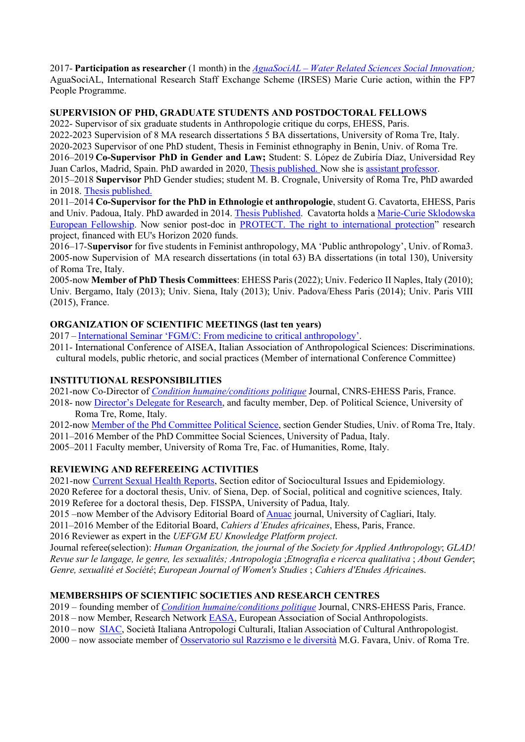2017- **Participation as researcher** (1 month) in the *AguaSociAL – Water Related Sciences Social Innovation*; AguaSociAL, International Research Staff Exchange Scheme (IRSES) Marie Curie action, within the FP7 People Programme.

## SUPERVISION OF PHD, GRADUATE STUDENTS AND POSTDOCTORAL FELLOWS

2022- Supervisor of six graduate students in Anthropologie critique du corps, EHESS, Paris.
2022-2023 Supervision of 8 MA research dissertations 5 BA dissertations, University of Roma Tre, Italy.
2020-2023 Supervisor of one PhD student, Thesis in Feminist ethnography in Benin, Univ. of Roma Tre.
2016–2019 **Co-Supervisor PhD in Gender and Law;** Student: S. López de Zubiría Díaz, Universidad Rey Juan Carlos, Madrid, Spain. PhD awarded in 2020, Thesis published. Now she is assistant professor.
2015–2018 **Supervisor** PhD Gender studies; student M. B. Crognale, University of Roma Tre, PhD awarded in 2018. Thesis published.
2011–2014 **Co-Supervisor for the PhD in Ethnologie et anthropologie**, student G. Cavatorta, EHESS, Paris and Univ. Padoua, Italy. PhD awarded in 2014. Thesis Published. Cavatorta holds a Marie-Curie Sklodowska European Fellowship. Now senior post-doc in PROTECT. The right to international protection" research project, financed with EU's Horizon 2020 funds.
2016–17-**Supervisor** for five students in Feminist anthropology, MA 'Public anthropology', Univ. of Roma3.
2005-now Supervision of MA research dissertations (in total 63) BA dissertations (in total 130), University of Roma Tre, Italy.
2005-now **Member of PhD Thesis Committees**: EHESS Paris (2022); Univ. Federico II Naples, Italy (2010); Univ. Bergamo, Italy (2013); Univ. Siena, Italy (2013); Univ. Padova/Ehess Paris (2014); Univ. Paris VIII (2015), France.

## ORGANIZATION OF SCIENTIFIC MEETINGS (last ten years)

2017 – International Seminar 'FGM/C: From medicine to critical anthropology'.
2011- International Conference of AISEA, Italian Association of Anthropological Sciences: Discriminations. cultural models, public rhetoric, and social practices (Member of international Conference Committee)

## INSTITUTIONAL RESPONSIBILITIES

2021-now Co-Director of *Condition humaine/conditions politique* Journal, CNRS-EHESS Paris, France.
2018- now Director's Delegate for Research, and faculty member, Dep. of Political Science, University of Roma Tre, Rome, Italy.
2012-now Member of the Phd Committee Political Science, section Gender Studies, Univ. of Roma Tre, Italy.
2011–2016 Member of the PhD Committee Social Sciences, University of Padua, Italy.
2005–2011 Faculty member, University of Roma Tre, Fac. of Humanities, Rome, Italy.

## REVIEWING AND REFEREEING ACTIVITIES

2021-now Current Sexual Health Reports, Section editor of Sociocultural Issues and Epidemiology.
2020 Referee for a doctoral thesis, Univ. of Siena, Dep. of Social, political and cognitive sciences, Italy.
2019 Referee for a doctoral thesis, Dep. FISSPA, University of Padua, Italy.
2015 –now Member of the Advisory Editorial Board of Anuac journal, University of Cagliari, Italy.
2011–2016 Member of the Editorial Board, *Cahiers d'Etudes africaines*, Ehess, Paris, France.
2016 Reviewer as expert in the *UEFGM EU Knowledge Platform project*.
Journal referee(selection): *Human Organization, the journal of the Society for Applied Anthropology*; *GLAD! Revue sur le langage, le genre, les sexualités; Antropologia* ;*Etnografia e ricerca qualitativa* ; *About Gender*; *Genre, sexualité et Société*; *European Journal of Women's Studies* ; *Cahiers d'Etudes Africaine*s.

## MEMBERSHIPS OF SCIENTIFIC SOCIETIES AND RESEARCH CENTRES

2019 – founding member of *Condition humaine/conditions politique* Journal, CNRS-EHESS Paris, France.
2018 – now Member, Research Network EASA, European Association of Social Anthropologists.
2010 – now SIAC, Società Italiana Antropologi Culturali, Italian Association of Cultural Anthropologist.
2000 – now associate member of Osservatorio sul Razzismo e le diversità M.G. Favara, Univ. of Roma Tre.